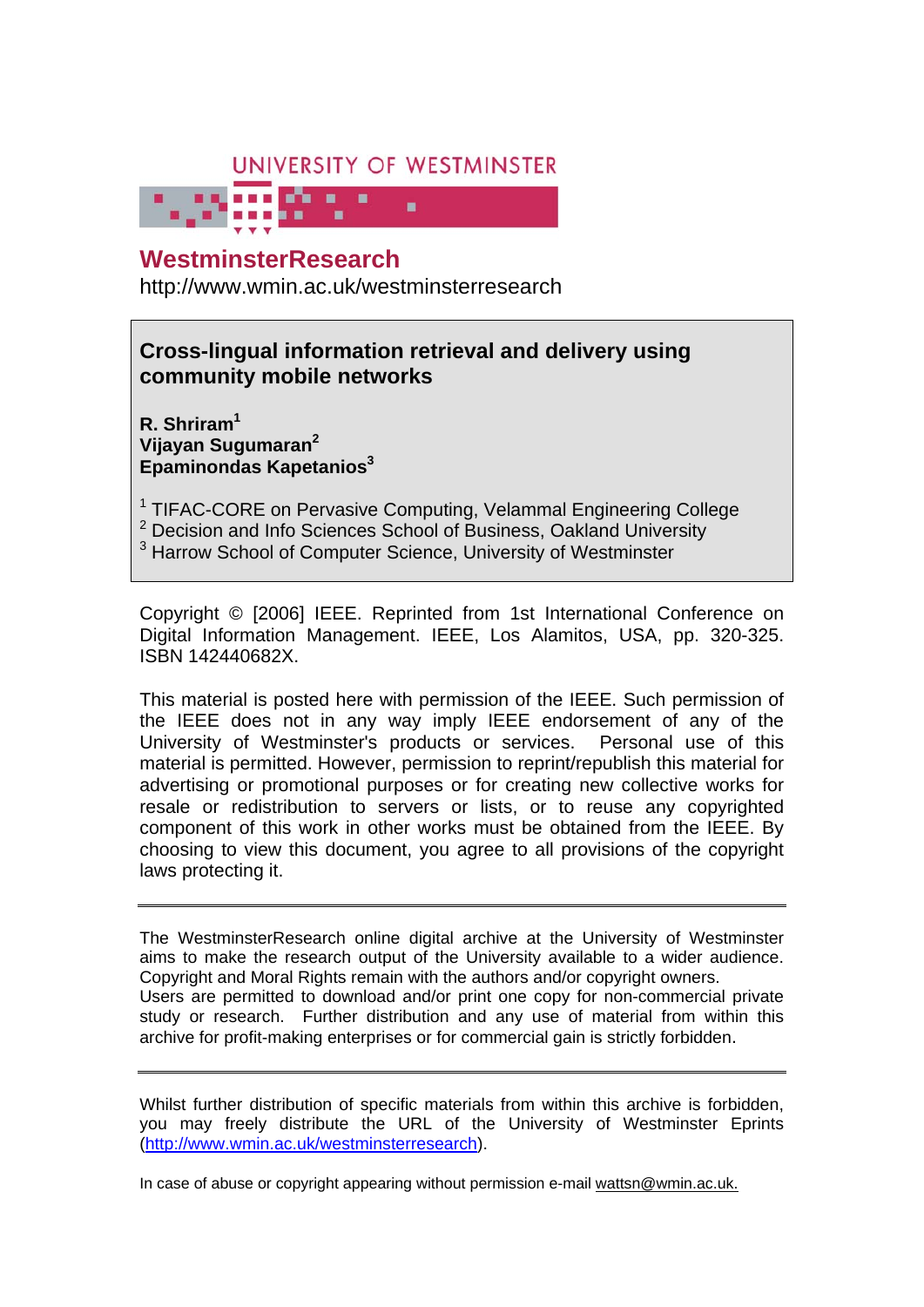UNIVERSITY OF WESTMINSTER

# WestminsterResearch

http://www.wmin.ac.uk/westminsterresearch

## Cross-lingual information retrieval and delivery using community mobile networks

**R. Shriram[1]**
**Vijayan Sugumaran[2]**
**Epaminondas Kapetanios[3]**

[1] TIFAC-CORE on Pervasive Computing, Velammal Engineering College
[2] Decision and Info Sciences School of Business, Oakland University
[3] Harrow School of Computer Science, University of Westminster

Copyright © [2006] IEEE. Reprinted from 1st International Conference on Digital Information Management. IEEE, Los Alamitos, USA, pp. 320-325. ISBN 142440682X.

This material is posted here with permission of the IEEE. Such permission of the IEEE does not in any way imply IEEE endorsement of any of the University of Westminster's products or services. Personal use of this material is permitted. However, permission to reprint/republish this material for advertising or promotional purposes or for creating new collective works for resale or redistribution to servers or lists, or to reuse any copyrighted component of this work in other works must be obtained from the IEEE. By choosing to view this document, you agree to all provisions of the copyright laws protecting it.

---

The WestminsterResearch online digital archive at the University of Westminster aims to make the research output of the University available to a wider audience. Copyright and Moral Rights remain with the authors and/or copyright owners.
Users are permitted to download and/or print one copy for non-commercial private study or research. Further distribution and any use of material from within this archive for profit-making enterprises or for commercial gain is strictly forbidden.

---

Whilst further distribution of specific materials from within this archive is forbidden, you may freely distribute the URL of the University of Westminster Eprints (http://www.wmin.ac.uk/westminsterresearch).

In case of abuse or copyright appearing without permission e-mail wattsn@wmin.ac.uk.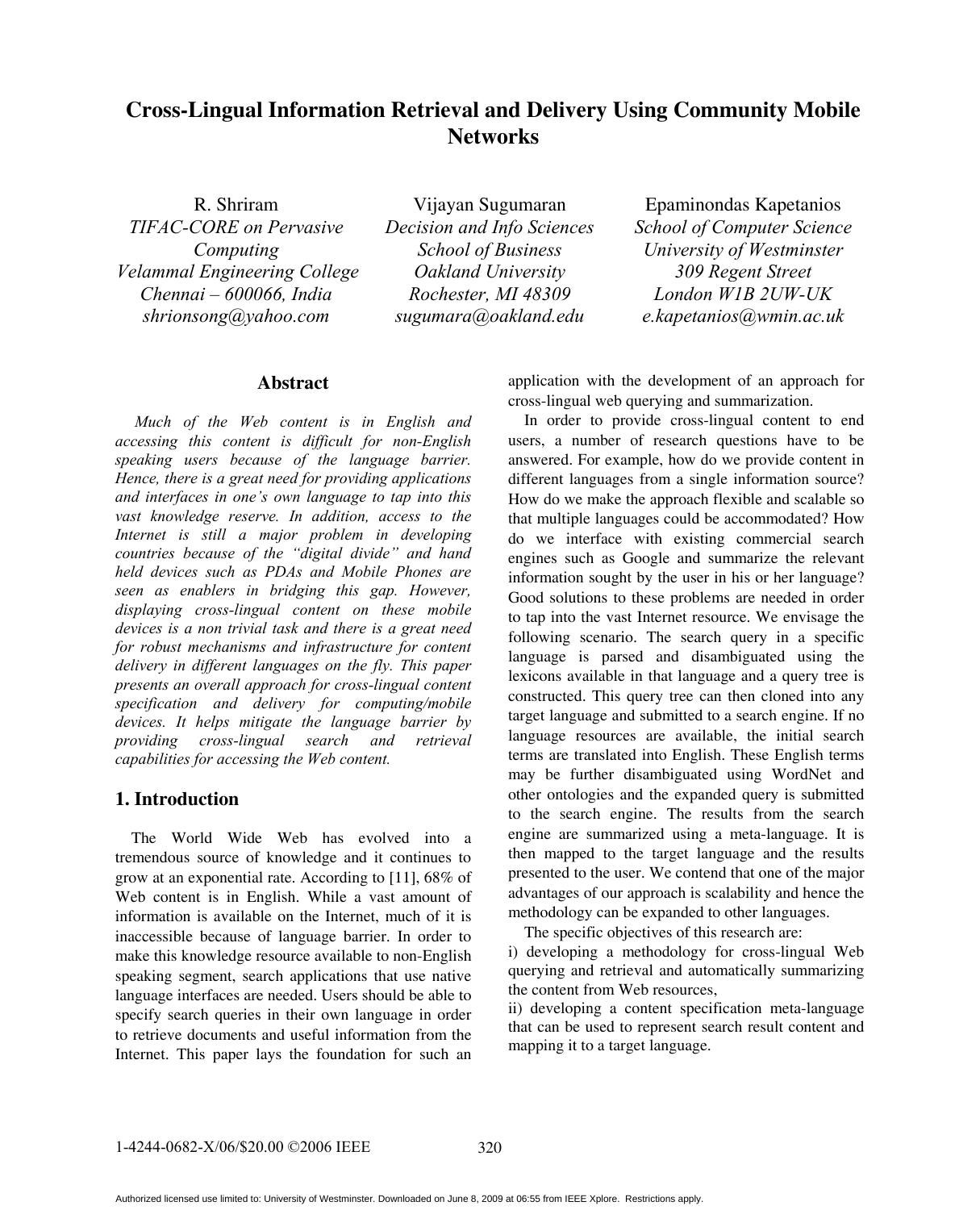# Cross-Lingual Information Retrieval and Delivery Using Community Mobile Networks

R. Shriram
*TIFAC-CORE on Pervasive Computing*
*Velammal Engineering College*
*Chennai – 600066, India*
*shrionsong@yahoo.com*

Vijayan Sugumaran
*Decision and Info Sciences*
*School of Business*
*Oakland University*
*Rochester, MI 48309*
*sugumara@oakland.edu*

Epaminondas Kapetanios
*School of Computer Science*
*University of Westminster*
*309 Regent Street*
*London W1B 2UW-UK*
*e.kapetanios@wmin.ac.uk*

## Abstract

*Much of the Web content is in English and accessing this content is difficult for non-English speaking users because of the language barrier. Hence, there is a great need for providing applications and interfaces in one's own language to tap into this vast knowledge reserve. In addition, access to the Internet is still a major problem in developing countries because of the "digital divide" and hand held devices such as PDAs and Mobile Phones are seen as enablers in bridging this gap. However, displaying cross-lingual content on these mobile devices is a non trivial task and there is a great need for robust mechanisms and infrastructure for content delivery in different languages on the fly. This paper presents an overall approach for cross-lingual content specification and delivery for computing/mobile devices. It helps mitigate the language barrier by providing cross-lingual search and retrieval capabilities for accessing the Web content.*

## 1. Introduction

The World Wide Web has evolved into a tremendous source of knowledge and it continues to grow at an exponential rate. According to [11], 68% of Web content is in English. While a vast amount of information is available on the Internet, much of it is inaccessible because of language barrier. In order to make this knowledge resource available to non-English speaking segment, search applications that use native language interfaces are needed. Users should be able to specify search queries in their own language in order to retrieve documents and useful information from the Internet. This paper lays the foundation for such an application with the development of an approach for cross-lingual web querying and summarization.

In order to provide cross-lingual content to end users, a number of research questions have to be answered. For example, how do we provide content in different languages from a single information source? How do we make the approach flexible and scalable so that multiple languages could be accommodated? How do we interface with existing commercial search engines such as Google and summarize the relevant information sought by the user in his or her language? Good solutions to these problems are needed in order to tap into the vast Internet resource. We envisage the following scenario. The search query in a specific language is parsed and disambiguated using the lexicons available in that language and a query tree is constructed. This query tree can then cloned into any target language and submitted to a search engine. If no language resources are available, the initial search terms are translated into English. These English terms may be further disambiguated using WordNet and other ontologies and the expanded query is submitted to the search engine. The results from the search engine are summarized using a meta-language. It is then mapped to the target language and the results presented to the user. We contend that one of the major advantages of our approach is scalability and hence the methodology can be expanded to other languages.

The specific objectives of this research are:

i) developing a methodology for cross-lingual Web querying and retrieval and automatically summarizing the content from Web resources,

ii) developing a content specification meta-language that can be used to represent search result content and mapping it to a target language.

1-4244-0682-X/06/$20.00 ©2006 IEEE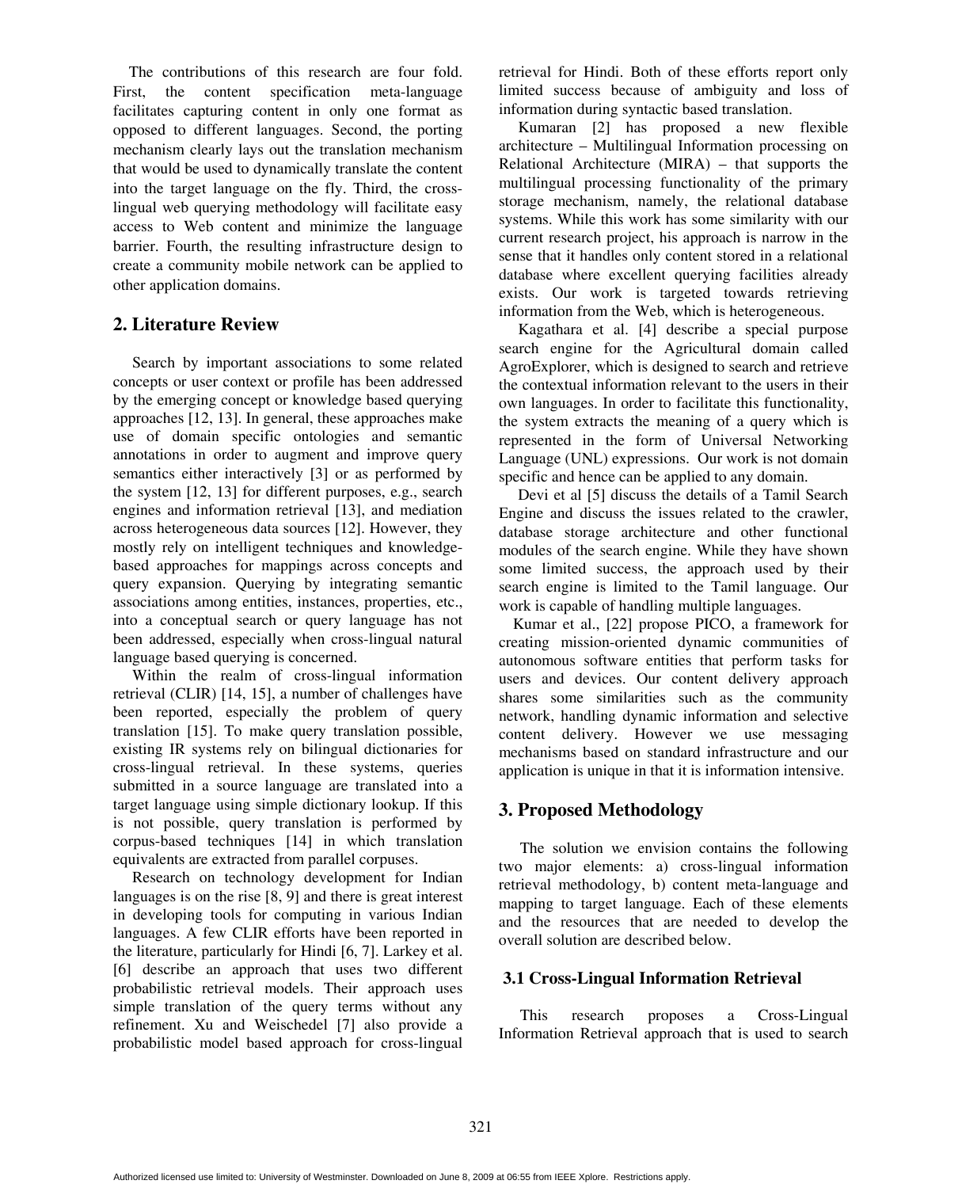The contributions of this research are four fold. First, the content specification meta-language facilitates capturing content in only one format as opposed to different languages. Second, the porting mechanism clearly lays out the translation mechanism that would be used to dynamically translate the content into the target language on the fly. Third, the cross-lingual web querying methodology will facilitate easy access to Web content and minimize the language barrier. Fourth, the resulting infrastructure design to create a community mobile network can be applied to other application domains.

## 2. Literature Review

Search by important associations to some related concepts or user context or profile has been addressed by the emerging concept or knowledge based querying approaches [12, 13]. In general, these approaches make use of domain specific ontologies and semantic annotations in order to augment and improve query semantics either interactively [3] or as performed by the system [12, 13] for different purposes, e.g., search engines and information retrieval [13], and mediation across heterogeneous data sources [12]. However, they mostly rely on intelligent techniques and knowledge-based approaches for mappings across concepts and query expansion. Querying by integrating semantic associations among entities, instances, properties, etc., into a conceptual search or query language has not been addressed, especially when cross-lingual natural language based querying is concerned.

Within the realm of cross-lingual information retrieval (CLIR) [14, 15], a number of challenges have been reported, especially the problem of query translation [15]. To make query translation possible, existing IR systems rely on bilingual dictionaries for cross-lingual retrieval. In these systems, queries submitted in a source language are translated into a target language using simple dictionary lookup. If this is not possible, query translation is performed by corpus-based techniques [14] in which translation equivalents are extracted from parallel corpuses.

Research on technology development for Indian languages is on the rise [8, 9] and there is great interest in developing tools for computing in various Indian languages. A few CLIR efforts have been reported in the literature, particularly for Hindi [6, 7]. Larkey et al. [6] describe an approach that uses two different probabilistic retrieval models. Their approach uses simple translation of the query terms without any refinement. Xu and Weischedel [7] also provide a probabilistic model based approach for cross-lingual retrieval for Hindi. Both of these efforts report only limited success because of ambiguity and loss of information during syntactic based translation.

Kumaran [2] has proposed a new flexible architecture – Multilingual Information processing on Relational Architecture (MIRA) – that supports the multilingual processing functionality of the primary storage mechanism, namely, the relational database systems. While this work has some similarity with our current research project, his approach is narrow in the sense that it handles only content stored in a relational database where excellent querying facilities already exists. Our work is targeted towards retrieving information from the Web, which is heterogeneous.

Kagathara et al. [4] describe a special purpose search engine for the Agricultural domain called AgroExplorer, which is designed to search and retrieve the contextual information relevant to the users in their own languages. In order to facilitate this functionality, the system extracts the meaning of a query which is represented in the form of Universal Networking Language (UNL) expressions. Our work is not domain specific and hence can be applied to any domain.

Devi et al [5] discuss the details of a Tamil Search Engine and discuss the issues related to the crawler, database storage architecture and other functional modules of the search engine. While they have shown some limited success, the approach used by their search engine is limited to the Tamil language. Our work is capable of handling multiple languages.

Kumar et al., [22] propose PICO, a framework for creating mission-oriented dynamic communities of autonomous software entities that perform tasks for users and devices. Our content delivery approach shares some similarities such as the community network, handling dynamic information and selective content delivery. However we use messaging mechanisms based on standard infrastructure and our application is unique in that it is information intensive.

## 3. Proposed Methodology

The solution we envision contains the following two major elements: a) cross-lingual information retrieval methodology, b) content meta-language and mapping to target language. Each of these elements and the resources that are needed to develop the overall solution are described below.

### 3.1 Cross-Lingual Information Retrieval

This research proposes a Cross-Lingual Information Retrieval approach that is used to search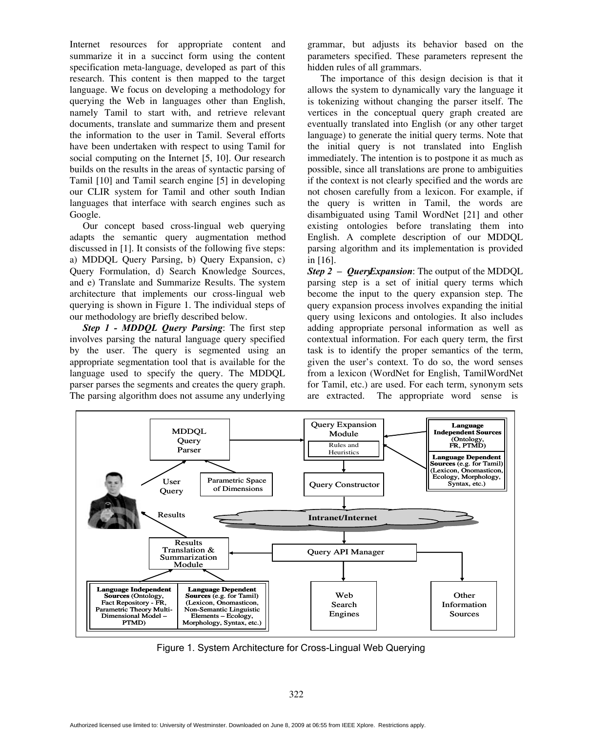Internet resources for appropriate content and summarize it in a succinct form using the content specification meta-language, developed as part of this research. This content is then mapped to the target language. We focus on developing a methodology for querying the Web in languages other than English, namely Tamil to start with, and retrieve relevant documents, translate and summarize them and present the information to the user in Tamil. Several efforts have been undertaken with respect to using Tamil for social computing on the Internet [5, 10]. Our research builds on the results in the areas of syntactic parsing of Tamil [10] and Tamil search engine [5] in developing our CLIR system for Tamil and other south Indian languages that interface with search engines such as Google.

Our concept based cross-lingual web querying adapts the semantic query augmentation method discussed in [1]. It consists of the following five steps: a) MDDQL Query Parsing, b) Query Expansion, c) Query Formulation, d) Search Knowledge Sources, and e) Translate and Summarize Results. The system architecture that implements our cross-lingual web querying is shown in Figure 1. The individual steps of our methodology are briefly described below.

***Step 1 - MDDQL Query Parsing***: The first step involves parsing the natural language query specified by the user. The query is segmented using an appropriate segmentation tool that is available for the language used to specify the query. The MDDQL parser parses the segments and creates the query graph. The parsing algorithm does not assume any underlying grammar, but adjusts its behavior based on the parameters specified. These parameters represent the hidden rules of all grammars.

The importance of this design decision is that it allows the system to dynamically vary the language it is tokenizing without changing the parser itself. The vertices in the conceptual query graph created are eventually translated into English (or any other target language) to generate the initial query terms. Note that the initial query is not translated into English immediately. The intention is to postpone it as much as possible, since all translations are prone to ambiguities if the context is not clearly specified and the words are not chosen carefully from a lexicon. For example, if the query is written in Tamil, the words are disambiguated using Tamil WordNet [21] and other existing ontologies before translating them into English. A complete description of our MDDQL parsing algorithm and its implementation is provided in [16].

***Step 2 – QueryExpansion***: The output of the MDDQL parsing step is a set of initial query terms which become the input to the query expansion step. The query expansion process involves expanding the initial query using lexicons and ontologies. It also includes adding appropriate personal information as well as contextual information. For each query term, the first task is to identify the proper semantics of the term, given the user's context. To do so, the word senses from a lexicon (WordNet for English, TamilWordNet for Tamil, etc.) are used. For each term, synonym sets are extracted. The appropriate word sense is

MDDQL Query Parser

Query Expansion Module

Rules and Heuristics

Language Independent Sources (Ontology, FR, PTMD)

Language Dependent Sources (e.g. for Tamil) (Lexicon, Onomasticon, Ecology, Morphology, Syntax, etc.)

User Query

Parametric Space of Dimensions

Query Constructor

Results

Intranet/Internet

Results Translation & Summarization Module

Query API Manager

Language Independent Sources (Ontology, Fact Repository - FR, Parametric Theory Multi-Dimensional Model – PTMD)

Language Dependent Sources (e.g. for Tamil) (Lexicon, Onomasticon, Non-Semantic Linguistic Elements – Ecology, Morphology, Syntax, etc.)

Web Search Engines

Other Information Sources

Figure 1. System Architecture for Cross-Lingual Web Querying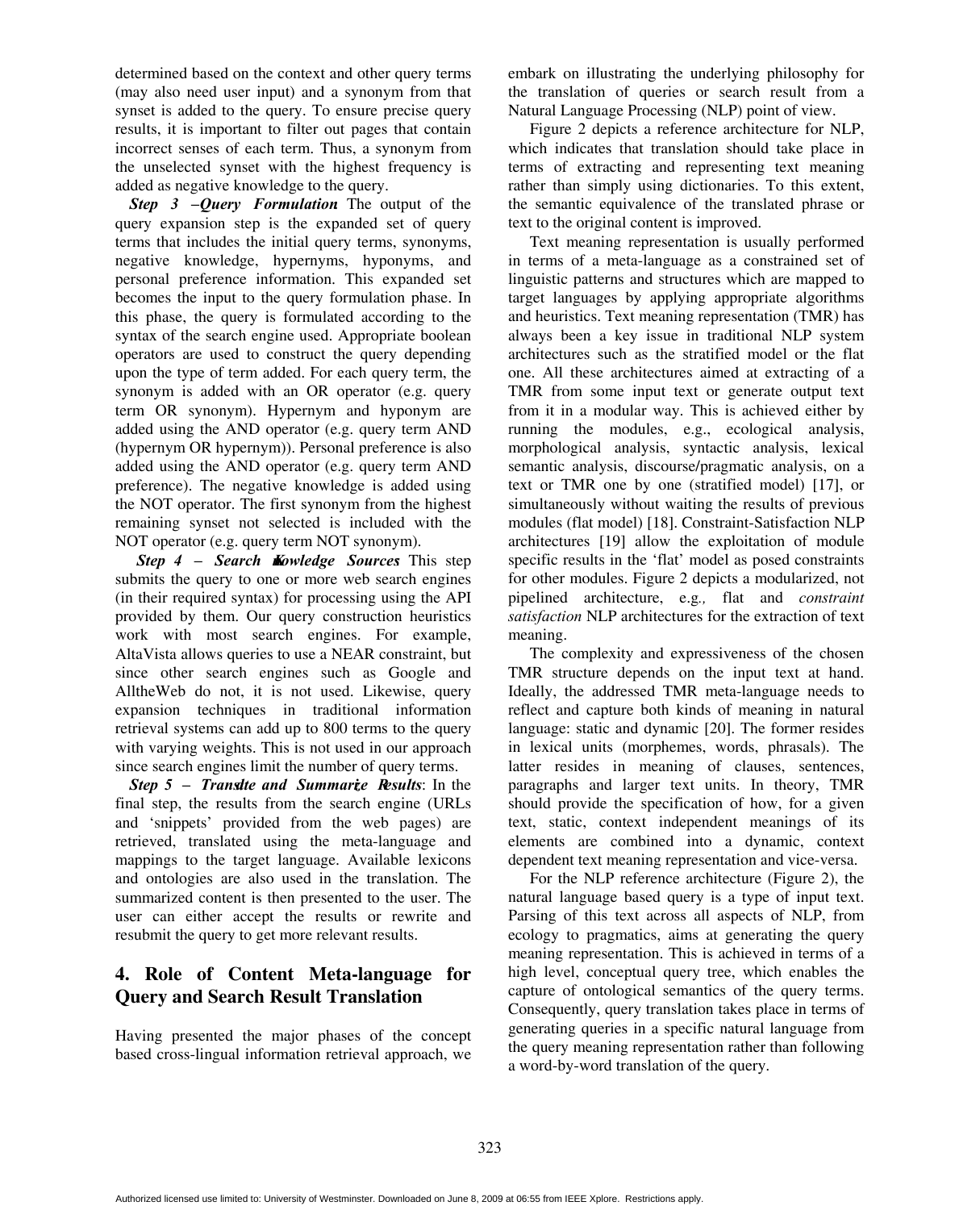determined based on the context and other query terms (may also need user input) and a synonym from that synset is added to the query. To ensure precise query results, it is important to filter out pages that contain incorrect senses of each term. Thus, a synonym from the unselected synset with the highest frequency is added as negative knowledge to the query.

***Step 3 – Query Formulation***: The output of the query expansion step is the expanded set of query terms that includes the initial query terms, synonyms, negative knowledge, hypernyms, hyponyms, and personal preference information. This expanded set becomes the input to the query formulation phase. In this phase, the query is formulated according to the syntax of the search engine used. Appropriate boolean operators are used to construct the query depending upon the type of term added. For each query term, the synonym is added with an OR operator (e.g. query term OR synonym). Hypernym and hyponym are added using the AND operator (e.g. query term AND (hypernym OR hypernym)). Personal preference is also added using the AND operator (e.g. query term AND preference). The negative knowledge is added using the NOT operator. The first synonym from the highest remaining synset not selected is included with the NOT operator (e.g. query term NOT synonym).

***Step 4 – Search Knowledge Sources***: This step submits the query to one or more web search engines (in their required syntax) for processing using the API provided by them. Our query construction heuristics work with most search engines. For example, AltaVista allows queries to use a NEAR constraint, but since other search engines such as Google and AlltheWeb do not, it is not used. Likewise, query expansion techniques in traditional information retrieval systems can add up to 800 terms to the query with varying weights. This is not used in our approach since search engines limit the number of query terms.

***Step 5 – Translate and Summarize Results***: In the final step, the results from the search engine (URLs and 'snippets' provided from the web pages) are retrieved, translated using the meta-language and mappings to the target language. Available lexicons and ontologies are also used in the translation. The summarized content is then presented to the user. The user can either accept the results or rewrite and resubmit the query to get more relevant results.

## 4. Role of Content Meta-language for Query and Search Result Translation

Having presented the major phases of the concept based cross-lingual information retrieval approach, we embark on illustrating the underlying philosophy for the translation of queries or search result from a Natural Language Processing (NLP) point of view.

Figure 2 depicts a reference architecture for NLP, which indicates that translation should take place in terms of extracting and representing text meaning rather than simply using dictionaries. To this extent, the semantic equivalence of the translated phrase or text to the original content is improved.

Text meaning representation is usually performed in terms of a meta-language as a constrained set of linguistic patterns and structures which are mapped to target languages by applying appropriate algorithms and heuristics. Text meaning representation (TMR) has always been a key issue in traditional NLP system architectures such as the stratified model or the flat one. All these architectures aimed at extracting of a TMR from some input text or generate output text from it in a modular way. This is achieved either by running the modules, e.g., ecological analysis, morphological analysis, syntactic analysis, lexical semantic analysis, discourse/pragmatic analysis, on a text or TMR one by one (stratified model) [17], or simultaneously without waiting the results of previous modules (flat model) [18]. Constraint-Satisfaction NLP architectures [19] allow the exploitation of module specific results in the 'flat' model as posed constraints for other modules. Figure 2 depicts a modularized, not pipelined architecture, e.g*.,* flat and *constraint satisfaction* NLP architectures for the extraction of text meaning.

The complexity and expressiveness of the chosen TMR structure depends on the input text at hand. Ideally, the addressed TMR meta-language needs to reflect and capture both kinds of meaning in natural language: static and dynamic [20]. The former resides in lexical units (morphemes, words, phrasals). The latter resides in meaning of clauses, sentences, paragraphs and larger text units. In theory, TMR should provide the specification of how, for a given text, static, context independent meanings of its elements are combined into a dynamic, context dependent text meaning representation and vice-versa.

For the NLP reference architecture (Figure 2), the natural language based query is a type of input text. Parsing of this text across all aspects of NLP, from ecology to pragmatics, aims at generating the query meaning representation. This is achieved in terms of a high level, conceptual query tree, which enables the capture of ontological semantics of the query terms. Consequently, query translation takes place in terms of generating queries in a specific natural language from the query meaning representation rather than following a word-by-word translation of the query.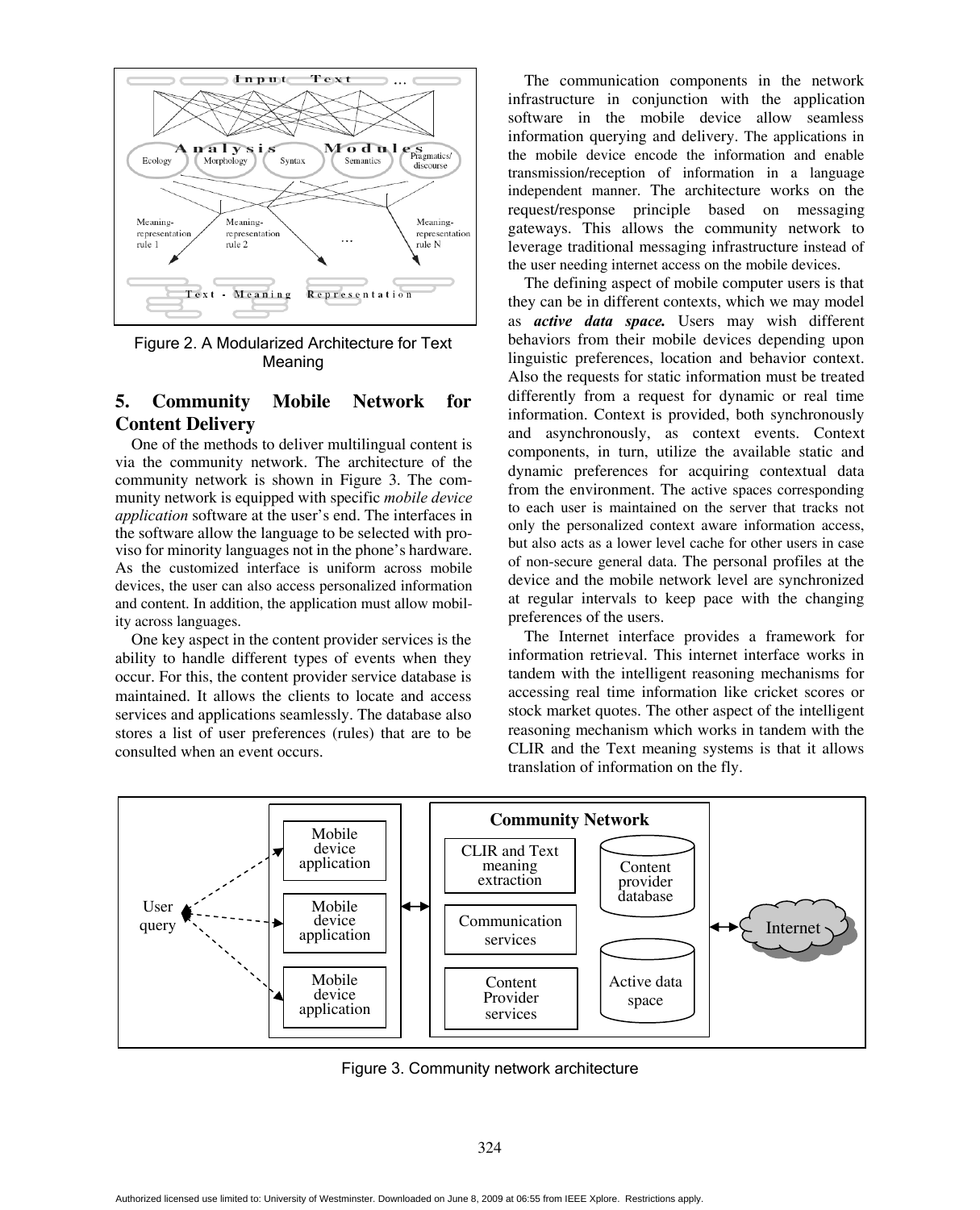Input Text ...

Analysis Modules

Ecology

Morphology

Syntax

Semantics

Pragmatics/ discourse

Meaning-representation rule 1

Meaning-representation rule 2

...

Meaning-representation rule N

Text - Meaning Representation

Figure 2. A Modularized Architecture for Text Meaning

## 5. Community Mobile Network for Content Delivery

One of the methods to deliver multilingual content is via the community network. The architecture of the community network is shown in Figure 3. The community network is equipped with specific *mobile device application* software at the user's end. The interfaces in the software allow the language to be selected with proviso for minority languages not in the phone's hardware. As the customized interface is uniform across mobile devices, the user can also access personalized information and content. In addition, the application must allow mobility across languages.

One key aspect in the content provider services is the ability to handle different types of events when they occur. For this, the content provider service database is maintained. It allows the clients to locate and access services and applications seamlessly. The database also stores a list of user preferences (rules) that are to be consulted when an event occurs.

The communication components in the network infrastructure in conjunction with the application software in the mobile device allow seamless information querying and delivery. The applications in the mobile device encode the information and enable transmission/reception of information in a language independent manner. The architecture works on the request/response principle based on messaging gateways. This allows the community network to leverage traditional messaging infrastructure instead of the user needing internet access on the mobile devices.

The defining aspect of mobile computer users is that they can be in different contexts, which we may model as ***active data space.*** Users may wish different behaviors from their mobile devices depending upon linguistic preferences, location and behavior context. Also the requests for static information must be treated differently from a request for dynamic or real time information. Context is provided, both synchronously and asynchronously, as context events. Context components, in turn, utilize the available static and dynamic preferences for acquiring contextual data from the environment. The active spaces corresponding to each user is maintained on the server that tracks not only the personalized context aware information access, but also acts as a lower level cache for other users in case of non-secure general data. The personal profiles at the device and the mobile network level are synchronized at regular intervals to keep pace with the changing preferences of the users.

The Internet interface provides a framework for information retrieval. This internet interface works in tandem with the intelligent reasoning mechanisms for accessing real time information like cricket scores or stock market quotes. The other aspect of the intelligent reasoning mechanism which works in tandem with the CLIR and the Text meaning systems is that it allows translation of information on the fly.

User query

Mobile device application

Mobile device application

Mobile device application

Community Network

CLIR and Text meaning extraction

Communication services

Content Provider services

Content provider database

Active data space

Internet

Figure 3. Community network architecture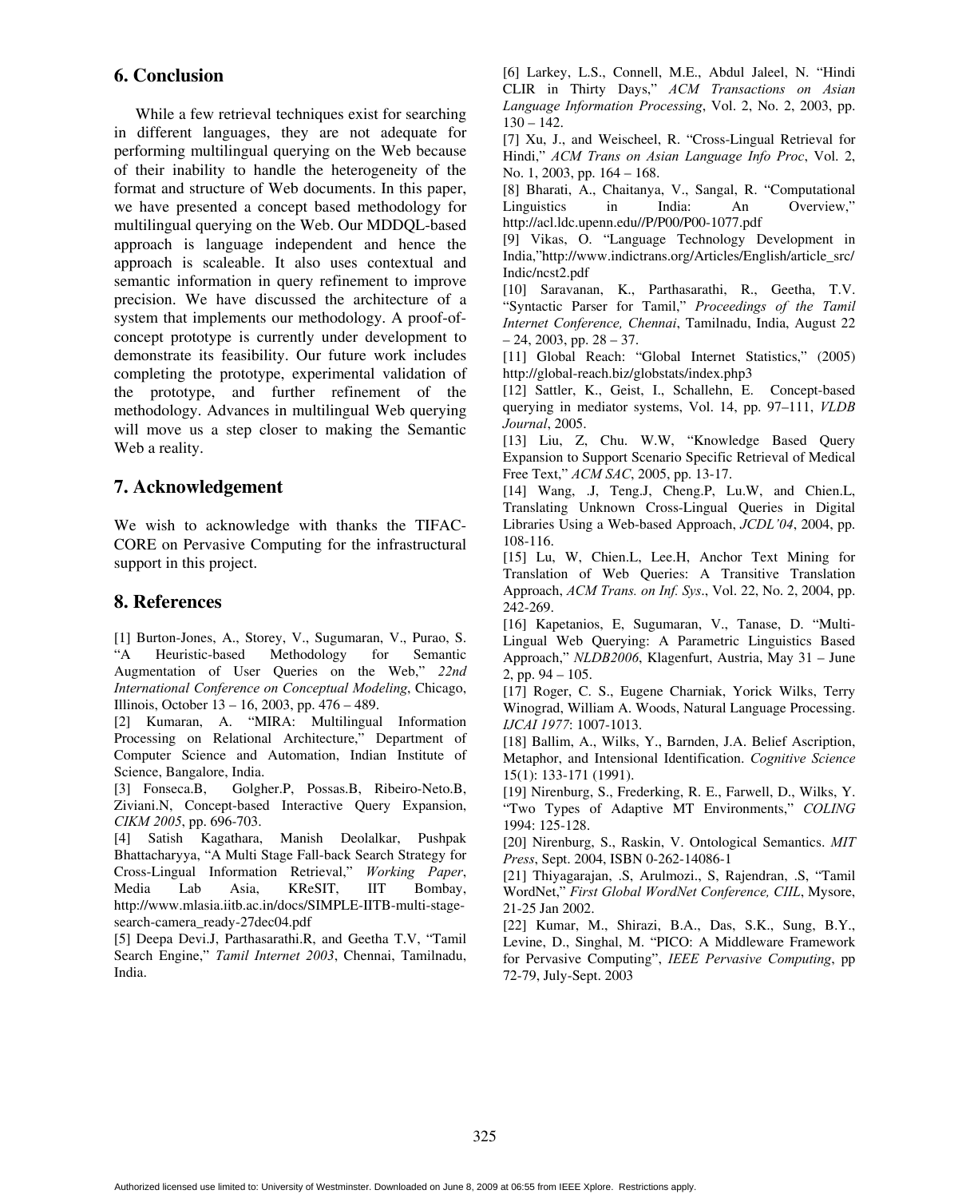## 6. Conclusion

While a few retrieval techniques exist for searching in different languages, they are not adequate for performing multilingual querying on the Web because of their inability to handle the heterogeneity of the format and structure of Web documents. In this paper, we have presented a concept based methodology for multilingual querying on the Web. Our MDDQL-based approach is language independent and hence the approach is scaleable. It also uses contextual and semantic information in query refinement to improve precision. We have discussed the architecture of a system that implements our methodology. A proof-of-concept prototype is currently under development to demonstrate its feasibility. Our future work includes completing the prototype, experimental validation of the prototype, and further refinement of the methodology. Advances in multilingual Web querying will move us a step closer to making the Semantic Web a reality.

## 7. Acknowledgement

We wish to acknowledge with thanks the TIFAC-CORE on Pervasive Computing for the infrastructural support in this project.

## 8. References

[1] Burton-Jones, A., Storey, V., Sugumaran, V., Purao, S. "A Heuristic-based Methodology for Semantic Augmentation of User Queries on the Web," *22nd International Conference on Conceptual Modeling*, Chicago, Illinois, October 13 – 16, 2003, pp. 476 – 489.

[2] Kumaran, A. "MIRA: Multilingual Information Processing on Relational Architecture," Department of Computer Science and Automation, Indian Institute of Science, Bangalore, India.

[3] Fonseca.B, Golgher.P, Possas.B, Ribeiro-Neto.B, Ziviani.N, Concept-based Interactive Query Expansion, *CIKM 2005*, pp. 696-703.

[4] Satish Kagathara, Manish Deolalkar, Pushpak Bhattacharyya, "A Multi Stage Fall-back Search Strategy for Cross-Lingual Information Retrieval," *Working Paper*, Media Lab Asia, KReSIT, IIT Bombay, http://www.mlasia.iitb.ac.in/docs/SIMPLE-IITB-multi-stage-search-camera_ready-27dec04.pdf

[5] Deepa Devi.J, Parthasarathi.R, and Geetha T.V, "Tamil Search Engine," *Tamil Internet 2003*, Chennai, Tamilnadu, India.

[6] Larkey, L.S., Connell, M.E., Abdul Jaleel, N. "Hindi CLIR in Thirty Days," *ACM Transactions on Asian Language Information Processing*, Vol. 2, No. 2, 2003, pp. 130 – 142.

[7] Xu, J., and Weischeel, R. "Cross-Lingual Retrieval for Hindi," *ACM Trans on Asian Language Info Proc*, Vol. 2, No. 1, 2003, pp. 164 – 168.

[8] Bharati, A., Chaitanya, V., Sangal, R. "Computational Linguistics in India: An Overview," http://acl.ldc.upenn.edu//P/P00/P00-1077.pdf

[9] Vikas, O. "Language Technology Development in India,"http://www.indictrans.org/Articles/English/article_src/Indic/ncst2.pdf

[10] Saravanan, K., Parthasarathi, R., Geetha, T.V. "Syntactic Parser for Tamil," *Proceedings of the Tamil Internet Conference, Chennai*, Tamilnadu, India, August 22 – 24, 2003, pp. 28 – 37.

[11] Global Reach: "Global Internet Statistics," (2005) http://global-reach.biz/globstats/index.php3

[12] Sattler, K., Geist, I., Schallehn, E. Concept-based querying in mediator systems, Vol. 14, pp. 97–111, *VLDB Journal*, 2005.

[13] Liu, Z, Chu. W.W, "Knowledge Based Query Expansion to Support Scenario Specific Retrieval of Medical Free Text," *ACM SAC*, 2005, pp. 13-17.

[14] Wang, .J, Teng.J, Cheng.P, Lu.W, and Chien.L, Translating Unknown Cross-Lingual Queries in Digital Libraries Using a Web-based Approach, *JCDL'04*, 2004, pp. 108-116.

[15] Lu, W, Chien.L, Lee.H, Anchor Text Mining for Translation of Web Queries: A Transitive Translation Approach, *ACM Trans. on Inf. Sys*., Vol. 22, No. 2, 2004, pp. 242-269.

[16] Kapetanios, E, Sugumaran, V., Tanase, D. "Multi-Lingual Web Querying: A Parametric Linguistics Based Approach," *NLDB2006*, Klagenfurt, Austria, May 31 – June 2, pp. 94 – 105.

[17] Roger, C. S., Eugene Charniak, Yorick Wilks, Terry Winograd, William A. Woods, Natural Language Processing. *IJCAI 1977*: 1007-1013.

[18] Ballim, A., Wilks, Y., Barnden, J.A. Belief Ascription, Metaphor, and Intensional Identification. *Cognitive Science* 15(1): 133-171 (1991).

[19] Nirenburg, S., Frederking, R. E., Farwell, D., Wilks, Y. "Two Types of Adaptive MT Environments," *COLING* 1994: 125-128.

[20] Nirenburg, S., Raskin, V. Ontological Semantics. *MIT Press*, Sept. 2004, ISBN 0-262-14086-1

[21] Thiyagarajan, .S, Arulmozi., S, Rajendran, .S, "Tamil WordNet," *First Global WordNet Conference, CIIL*, Mysore, 21-25 Jan 2002.

[22] Kumar, M., Shirazi, B.A., Das, S.K., Sung, B.Y., Levine, D., Singhal, M. "PICO: A Middleware Framework for Pervasive Computing", *IEEE Pervasive Computing*, pp 72-79, July-Sept. 2003